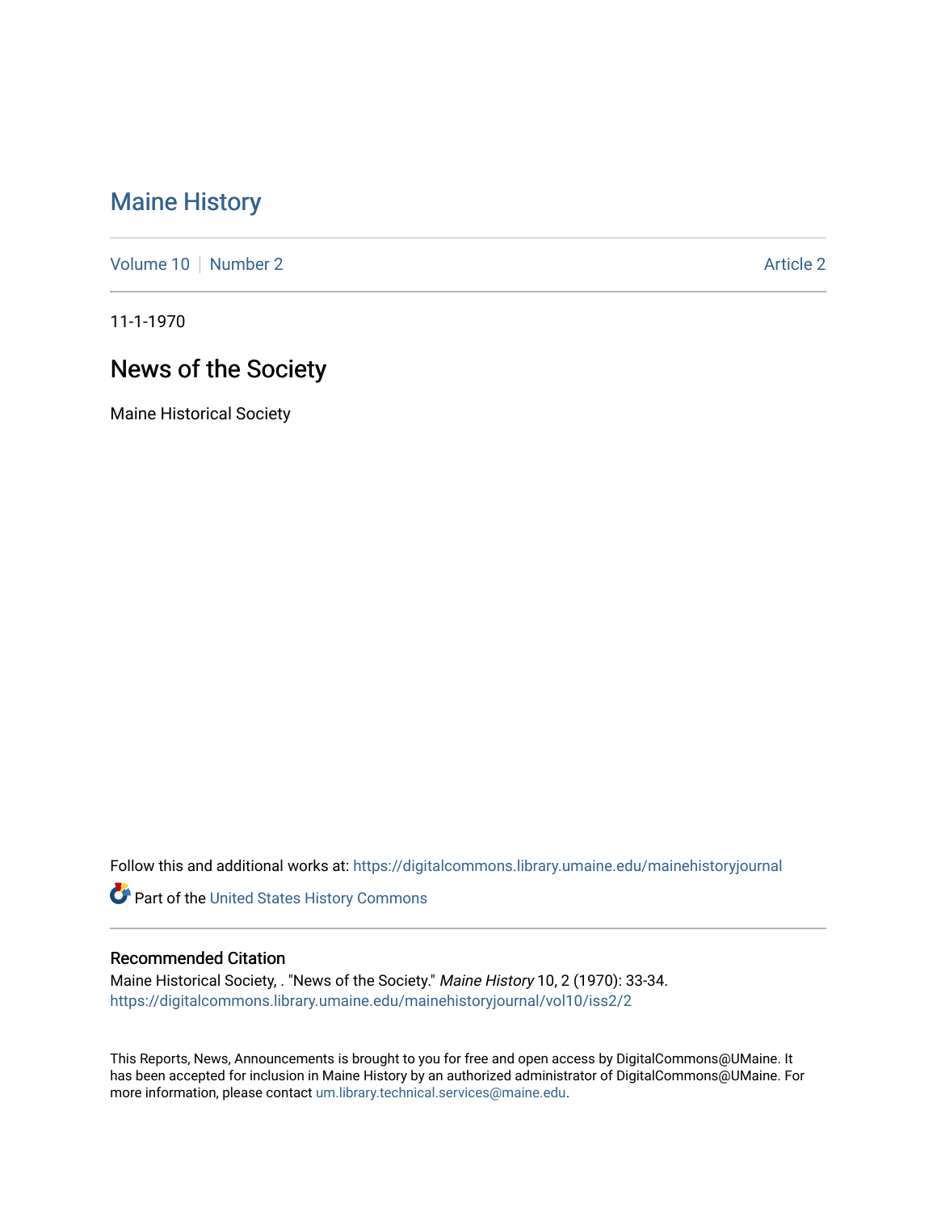# Maine History

Volume 10 | Number 2 Article 2

11-1-1970

## News of the Society

Maine Historical Society

Follow this and additional works at: https://digitalcommons.library.umaine.edu/mainehistoryjournal

Part of the United States History Commons

### Recommended Citation

Maine Historical Society, . "News of the Society." *Maine History* 10, 2 (1970): 33-34.
https://digitalcommons.library.umaine.edu/mainehistoryjournal/vol10/iss2/2

This Reports, News, Announcements is brought to you for free and open access by DigitalCommons@UMaine. It has been accepted for inclusion in Maine History by an authorized administrator of DigitalCommons@UMaine. For more information, please contact um.library.technical.services@maine.edu.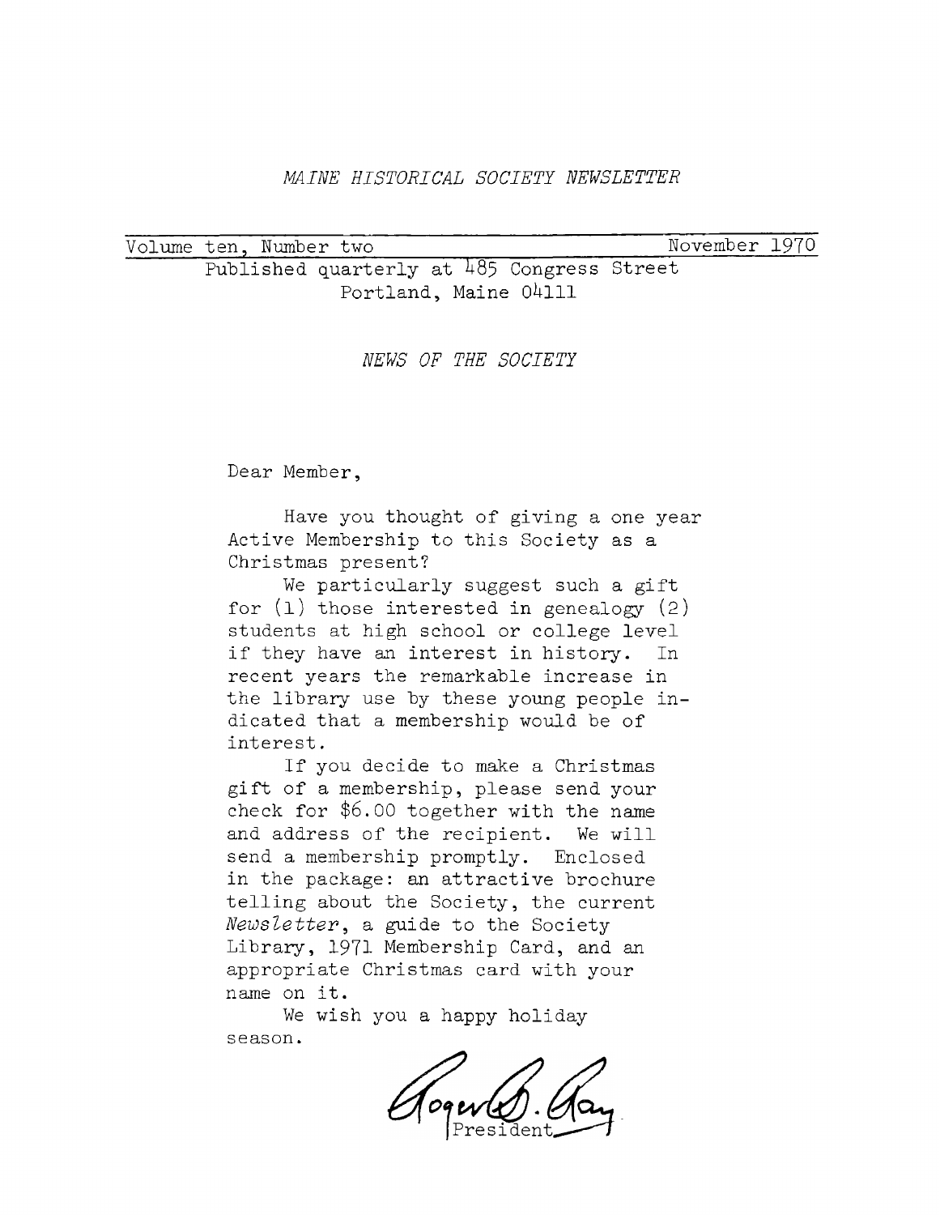*MAINE HISTORICAL SOCIETY NEWSLETTER*

Volume ten, Number two — November 1970

Published quarterly at 485 Congress Street
Portland, Maine 04111

## *NEWS OF THE SOCIETY*

Dear Member,

Have you thought of giving a one year Active Membership to this Society as a Christmas present?

We particularly suggest such a gift for (1) those interested in genealogy (2) students at high school or college level if they have an interest in history. In recent years the remarkable increase in the library use by these young people indicated that a membership would be of interest.

If you decide to make a Christmas gift of a membership, please send your check for $6.00 together with the name and address of the recipient. We will send a membership promptly. Enclosed in the package: an attractive brochure telling about the Society, the current *Newsletter*, a guide to the Society Library, 1971 Membership Card, and an appropriate Christmas card with your name on it.

We wish you a happy holiday season.

Roger B. Ray
President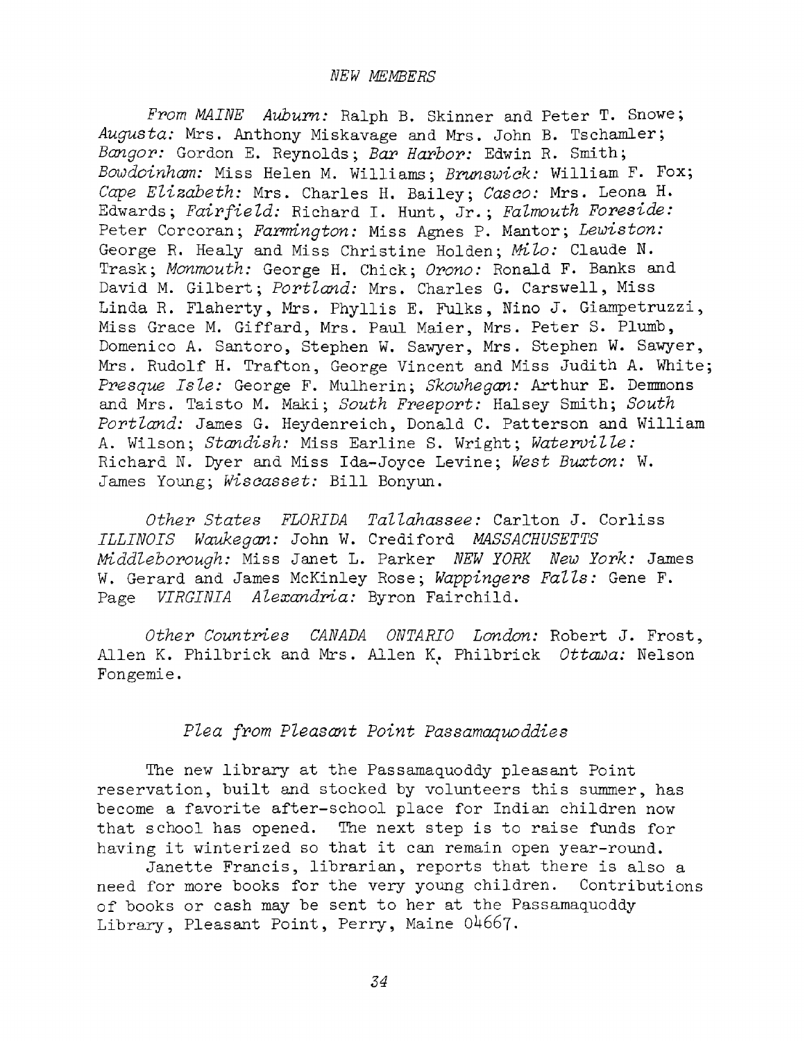## NEW MEMBERS

*From MAINE* *Auburn:* Ralph B. Skinner and Peter T. Snowe; *Augusta:* Mrs. Anthony Miskavage and Mrs. John B. Tschamler; *Bangor:* Gordon E. Reynolds; *Bar Harbor:* Edwin R. Smith; *Bowdoinham:* Miss Helen M. Williams; *Brunswick:* William F. Fox; *Cape Elizabeth:* Mrs. Charles H. Bailey; *Casco:* Mrs. Leona H. Edwards; *Fairfield:* Richard I. Hunt, Jr.; *Falmouth Foreside:* Peter Corcoran; *Farmington:* Miss Agnes P. Mantor; *Lewiston:* George R. Healy and Miss Christine Holden; *Milo:* Claude N. Trask; *Monmouth:* George H. Chick; *Orono:* Ronald F. Banks and David M. Gilbert; *Portland:* Mrs. Charles G. Carswell, Miss Linda R. Flaherty, Mrs. Phyllis E. Fulks, Nino J. Giampetruzzi, Miss Grace M. Giffard, Mrs. Paul Maier, Mrs. Peter S. Plumb, Domenico A. Santoro, Stephen W. Sawyer, Mrs. Stephen W. Sawyer, Mrs. Rudolf H. Trafton, George Vincent and Miss Judith A. White; *Presque Isle:* George F. Mulherin; *Skowhegan:* Arthur E. Demmons and Mrs. Taisto M. Maki; *South Freeport:* Halsey Smith; *South Portland:* James G. Heydenreich, Donald C. Patterson and William A. Wilson; *Standish:* Miss Earline S. Wright; *Waterville:* Richard N. Dyer and Miss Ida-Joyce Levine; *West Buxton:* W. James Young; *Wiscasset:* Bill Bonyun.

*Other States* *FLORIDA* *Tallahassee:* Carlton J. Corliss *ILLINOIS* *Waukegan:* John W. Crediford *MASSACHUSETTS* *Middleborough:* Miss Janet L. Parker *NEW YORK* *New York:* James W. Gerard and James McKinley Rose; *Wappingers Falls:* Gene F. Page *VIRGINIA* *Alexandria:* Byron Fairchild.

*Other Countries* *CANADA* *ONTARIO* *London:* Robert J. Frost, Allen K. Philbrick and Mrs. Allen K. Philbrick *Ottawa:* Nelson Fongemie.

### *Plea from Pleasant Point Passamaquoddies*

The new library at the Passamaquoddy pleasant Point reservation, built and stocked by volunteers this summer, has become a favorite after-school place for Indian children now that school has opened. The next step is to raise funds for having it winterized so that it can remain open year-round.

Janette Francis, librarian, reports that there is also a need for more books for the very young children. Contributions of books or cash may be sent to her at the Passamaquoddy Library, Pleasant Point, Perry, Maine 04667.